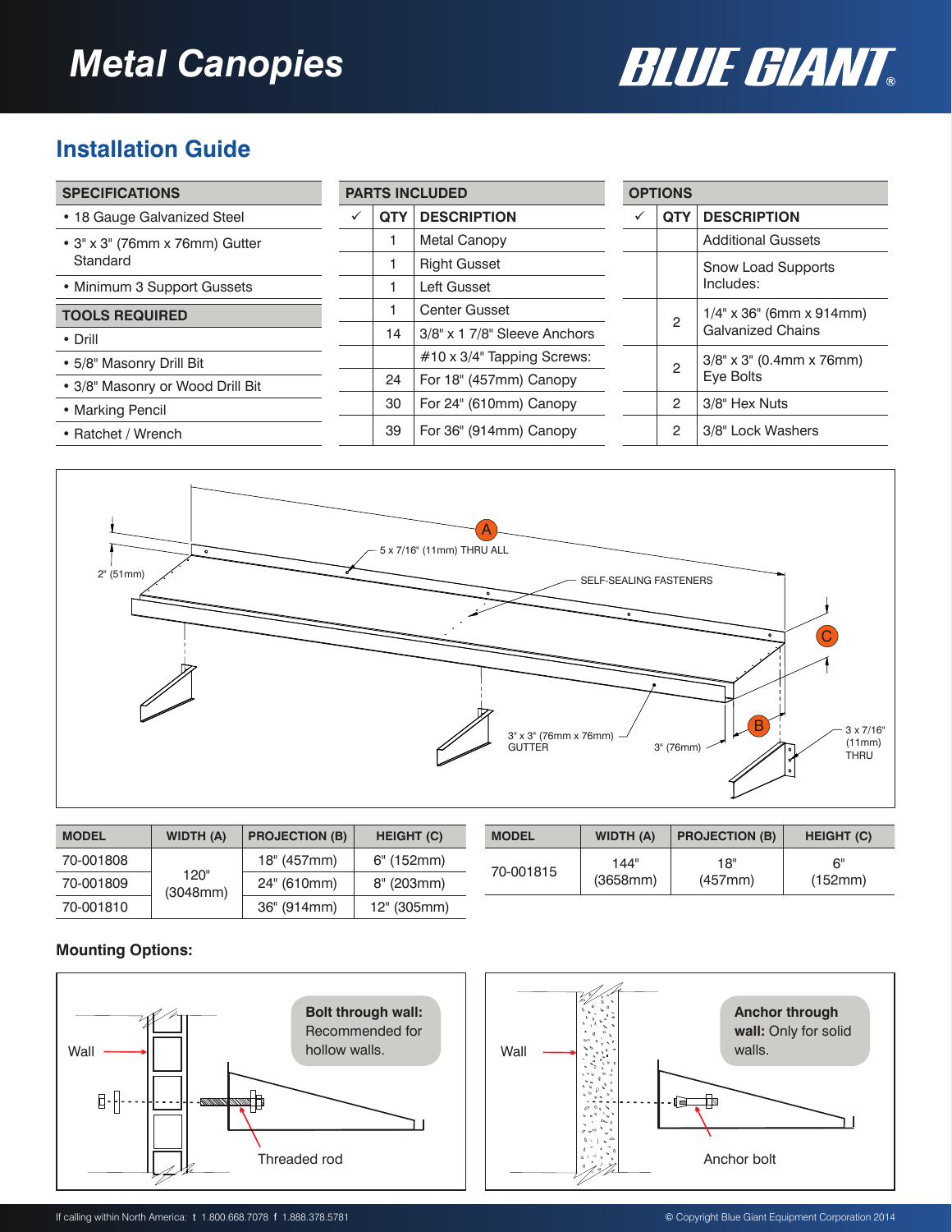# Metal Canopies

BLUE GIANT®

## Installation Guide

| SPECIFICATIONS |
|---|
| • 18 Gauge Galvanized Steel |
| • 3" x 3" (76mm x 76mm) Gutter Standard |
| • Minimum 3 Support Gussets |

| TOOLS REQUIRED |
|---|
| • Drill |
| • 5/8" Masonry Drill Bit |
| • 3/8" Masonry or Wood Drill Bit |
| • Marking Pencil |
| • Ratchet / Wrench |

**PARTS INCLUDED**

| ✓ | QTY | DESCRIPTION |
|---|---|---|
| | 1 | Metal Canopy |
| | 1 | Right Gusset |
| | 1 | Left Gusset |
| | 1 | Center Gusset |
| | 14 | 3/8" x 1 7/8" Sleeve Anchors |
| | | #10 x 3/4" Tapping Screws: |
| | 24 | For 18" (457mm) Canopy |
| | 30 | For 24" (610mm) Canopy |
| | 39 | For 36" (914mm) Canopy |

**OPTIONS**

| ✓ | QTY | DESCRIPTION |
|---|---|---|
| | | Additional Gussets |
| | | Snow Load Supports Includes: |
| | 2 | 1/4" x 36" (6mm x 914mm) Galvanized Chains |
| | 2 | 3/8" x 3" (0.4mm x 76mm) Eye Bolts |
| | 2 | 3/8" Hex Nuts |
| | 2 | 3/8" Lock Washers |

A — 5 x 7/16" (11mm) THRU ALL
2" (51mm)
SELF-SEALING FASTENERS
C
B
3" x 3" (76mm x 76mm) GUTTER
3" (76mm)
3 x 7/16" (11mm) THRU

| MODEL | WIDTH (A) | PROJECTION (B) | HEIGHT (C) |
|---|---|---|---|
| 70-001808 | 120" (3048mm) | 18" (457mm) | 6" (152mm) |
| 70-001809 | | 24" (610mm) | 8" (203mm) |
| 70-001810 | | 36" (914mm) | 12" (305mm) |

| MODEL | WIDTH (A) | PROJECTION (B) | HEIGHT (C) |
|---|---|---|---|
| 70-001815 | 144" (3658mm) | 18" (457mm) | 6" (152mm) |

**Mounting Options:**

Wall

**Bolt through wall:** Recommended for hollow walls.

Threaded rod

Wall

**Anchor through wall:** Only for solid walls.

Anchor bolt

If calling within North America: t 1.800.668.7078 f 1.888.378.5781

© Copyright Blue Giant Equipment Corporation 2014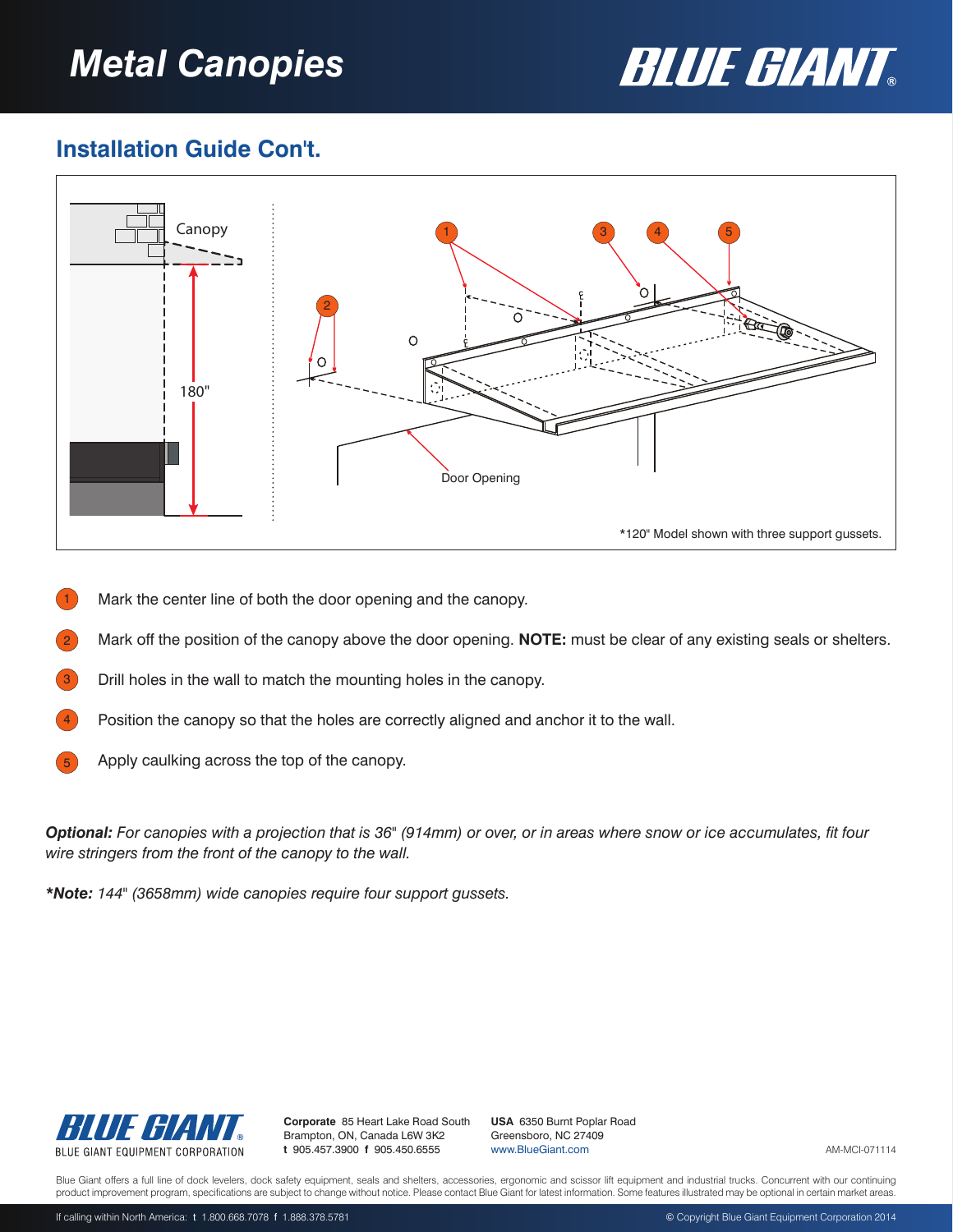## Installation Guide Con't.

Canopy

180"

Door Opening

*120" Model shown with three support gussets.

1. Mark the center line of both the door opening and the canopy.
2. Mark off the position of the canopy above the door opening. **NOTE:** must be clear of any existing seals or shelters.
3. Drill holes in the wall to match the mounting holes in the canopy.
4. Position the canopy so that the holes are correctly aligned and anchor it to the wall.
5. Apply caulking across the top of the canopy.

***Optional:*** *For canopies with a projection that is 36" (914mm) or over, or in areas where snow or ice accumulates, fit four wire stringers from the front of the canopy to the wall.*

****Note:*** *144" (3658mm) wide canopies require four support gussets.*

BLUE GIANT EQUIPMENT CORPORATION

**Corporate** 85 Heart Lake Road South
Brampton, ON, Canada L6W 3K2
**t** 905.457.3900 **f** 905.450.6555

**USA** 6350 Burnt Poplar Road
Greensboro, NC 27409
www.BlueGiant.com

AM-MCI-071114

Blue Giant offers a full line of dock levelers, dock safety equipment, seals and shelters, accessories, ergonomic and scissor lift equipment and industrial trucks. Concurrent with our continuing product improvement program, specifications are subject to change without notice. Please contact Blue Giant for latest information. Some features illustrated may be optional in certain market areas.

If calling within North America: **t** 1.800.668.7078 **f** 1.888.378.5781

© Copyright Blue Giant Equipment Corporation 2014